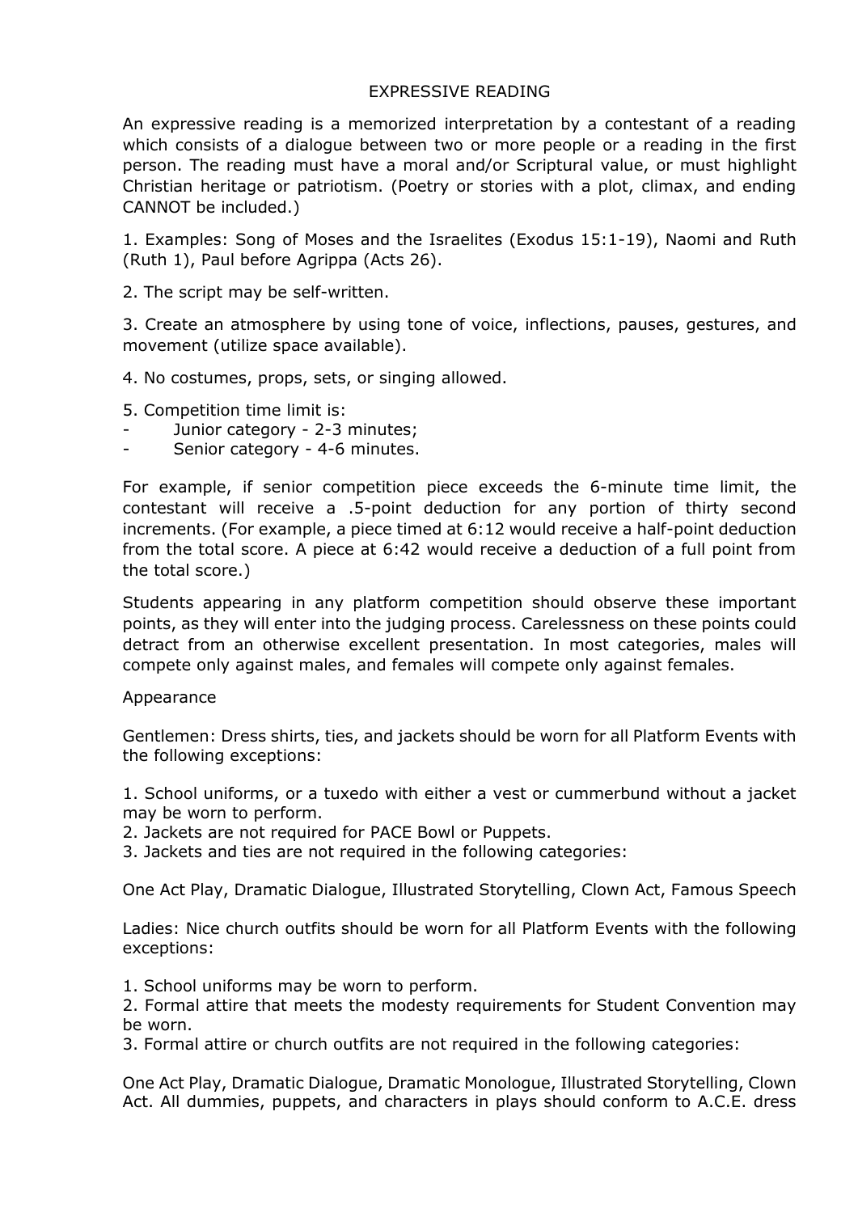# EXPRESSIVE READING

An expressive reading is a memorized interpretation by a contestant of a reading which consists of a dialogue between two or more people or a reading in the first person. The reading must have a moral and/or Scriptural value, or must highlight Christian heritage or patriotism. (Poetry or stories with a plot, climax, and ending CANNOT be included.)

1. Examples: Song of Moses and the Israelites (Exodus 15:1-19), Naomi and Ruth (Ruth 1), Paul before Agrippa (Acts 26).

2. The script may be self-written.

3. Create an atmosphere by using tone of voice, inflections, pauses, gestures, and movement (utilize space available).

4. No costumes, props, sets, or singing allowed.

5. Competition time limit is:
- Junior category - 2-3 minutes;
- Senior category - 4-6 minutes.

For example, if senior competition piece exceeds the 6-minute time limit, the contestant will receive a .5-point deduction for any portion of thirty second increments. (For example, a piece timed at 6:12 would receive a half-point deduction from the total score. A piece at 6:42 would receive a deduction of a full point from the total score.)

Students appearing in any platform competition should observe these important points, as they will enter into the judging process. Carelessness on these points could detract from an otherwise excellent presentation. In most categories, males will compete only against males, and females will compete only against females.

## Appearance

Gentlemen: Dress shirts, ties, and jackets should be worn for all Platform Events with the following exceptions:

1. School uniforms, or a tuxedo with either a vest or cummerbund without a jacket may be worn to perform.
2. Jackets are not required for PACE Bowl or Puppets.
3. Jackets and ties are not required in the following categories:

One Act Play, Dramatic Dialogue, Illustrated Storytelling, Clown Act, Famous Speech

Ladies: Nice church outfits should be worn for all Platform Events with the following exceptions:

1. School uniforms may be worn to perform.
2. Formal attire that meets the modesty requirements for Student Convention may be worn.
3. Formal attire or church outfits are not required in the following categories:

One Act Play, Dramatic Dialogue, Dramatic Monologue, Illustrated Storytelling, Clown Act. All dummies, puppets, and characters in plays should conform to A.C.E. dress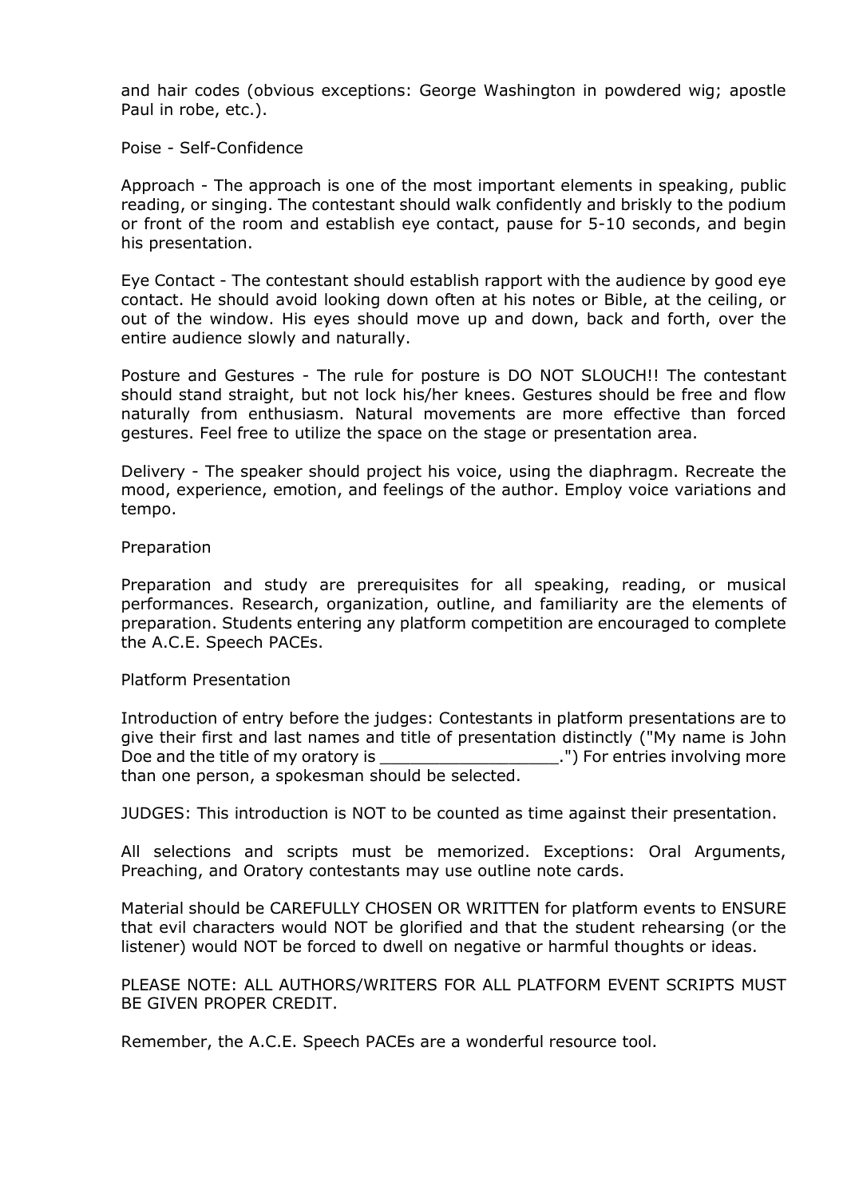and hair codes (obvious exceptions: George Washington in powdered wig; apostle Paul in robe, etc.).

Poise - Self-Confidence

Approach - The approach is one of the most important elements in speaking, public reading, or singing. The contestant should walk confidently and briskly to the podium or front of the room and establish eye contact, pause for 5-10 seconds, and begin his presentation.

Eye Contact - The contestant should establish rapport with the audience by good eye contact. He should avoid looking down often at his notes or Bible, at the ceiling, or out of the window. His eyes should move up and down, back and forth, over the entire audience slowly and naturally.

Posture and Gestures - The rule for posture is DO NOT SLOUCH!! The contestant should stand straight, but not lock his/her knees. Gestures should be free and flow naturally from enthusiasm. Natural movements are more effective than forced gestures. Feel free to utilize the space on the stage or presentation area.

Delivery - The speaker should project his voice, using the diaphragm. Recreate the mood, experience, emotion, and feelings of the author. Employ voice variations and tempo.

Preparation

Preparation and study are prerequisites for all speaking, reading, or musical performances. Research, organization, outline, and familiarity are the elements of preparation. Students entering any platform competition are encouraged to complete the A.C.E. Speech PACEs.

Platform Presentation

Introduction of entry before the judges: Contestants in platform presentations are to give their first and last names and title of presentation distinctly ("My name is John Doe and the title of my oratory is __________________.") For entries involving more than one person, a spokesman should be selected.

JUDGES: This introduction is NOT to be counted as time against their presentation.

All selections and scripts must be memorized. Exceptions: Oral Arguments, Preaching, and Oratory contestants may use outline note cards.

Material should be CAREFULLY CHOSEN OR WRITTEN for platform events to ENSURE that evil characters would NOT be glorified and that the student rehearsing (or the listener) would NOT be forced to dwell on negative or harmful thoughts or ideas.

PLEASE NOTE: ALL AUTHORS/WRITERS FOR ALL PLATFORM EVENT SCRIPTS MUST BE GIVEN PROPER CREDIT.

Remember, the A.C.E. Speech PACEs are a wonderful resource tool.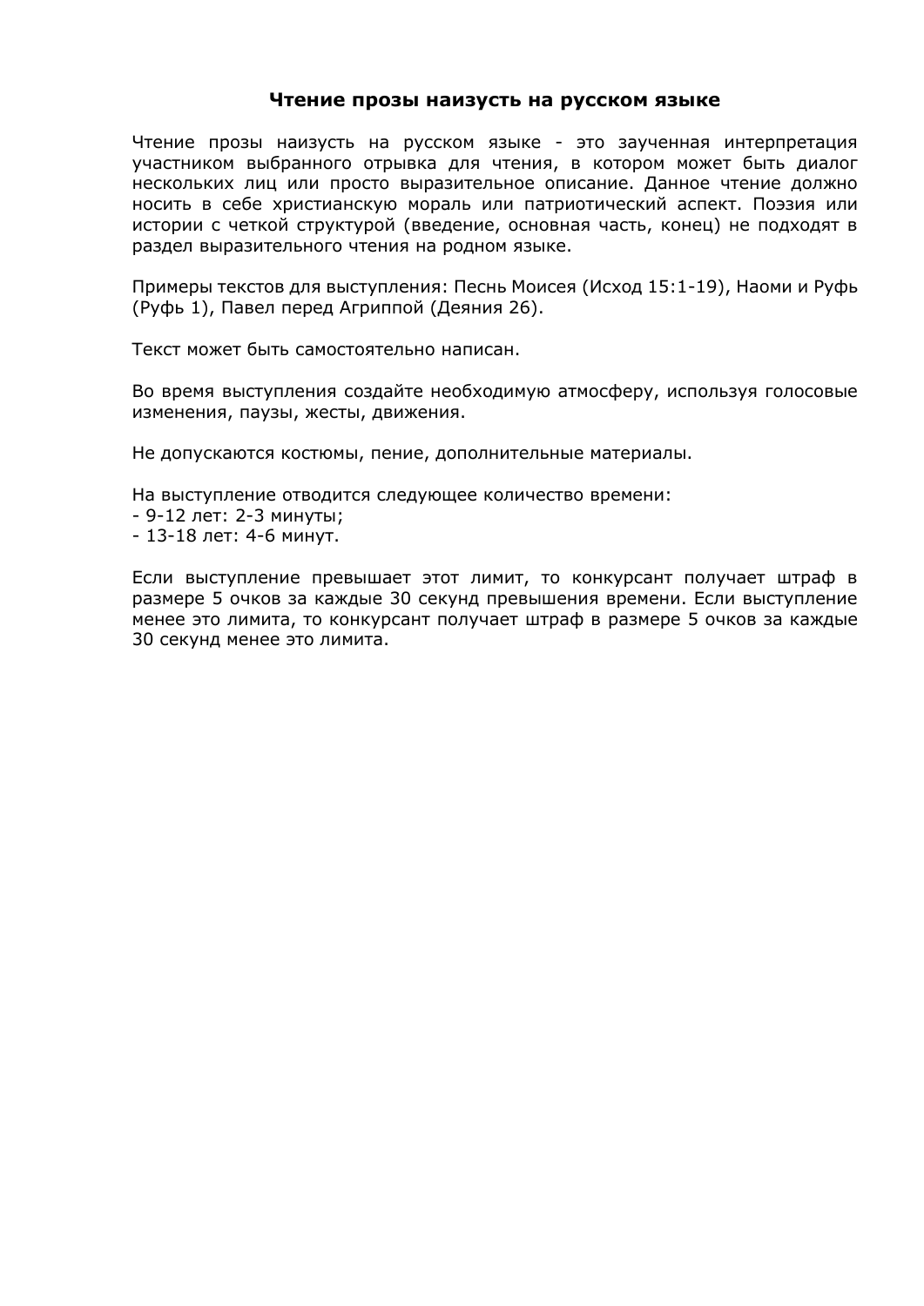## Чтение прозы наизусть на русском языке

Чтение прозы наизусть на русском языке - это заученная интерпретация участником выбранного отрывка для чтения, в котором может быть диалог нескольких лиц или просто выразительное описание. Данное чтение должно носить в себе христианскую мораль или патриотический аспект. Поэзия или истории с четкой структурой (введение, основная часть, конец) не подходят в раздел выразительного чтения на родном языке.

Примеры текстов для выступления: Песнь Моисея (Исход 15:1-19), Наоми и Руфь (Руфь 1), Павел перед Агриппой (Деяния 26).

Текст может быть самостоятельно написан.

Во время выступления создайте необходимую атмосферу, используя голосовые изменения, паузы, жесты, движения.

Не допускаются костюмы, пение, дополнительные материалы.

На выступление отводится следующее количество времени:
- 9-12 лет: 2-3 минуты;
- 13-18 лет: 4-6 минут.

Если выступление превышает этот лимит, то конкурсант получает штраф в размере 5 очков за каждые 30 секунд превышения времени. Если выступление менее это лимита, то конкурсант получает штраф в размере 5 очков за каждые 30 секунд менее это лимита.